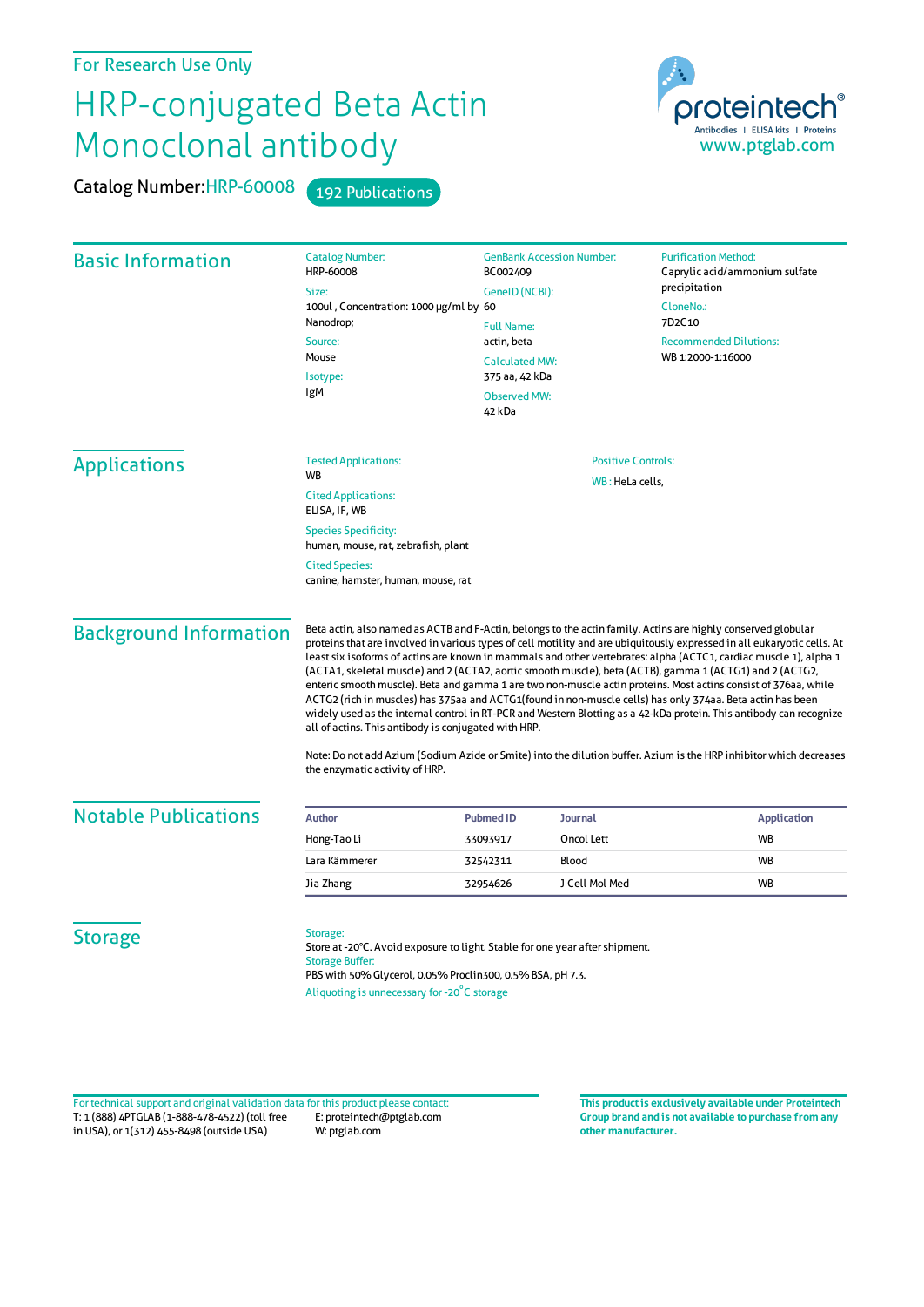For Research Use Only

# HRP-conjugated Beta Actin Monoclonal antibody

proteintech® Antibodies | ELISA kits | Proteins
www.ptglab.com

**Catalog Number:** HRP-60008 — 192 Publications

## Basic Information

**Catalog Number:**
HRP-60008

**Size:**
100ul , Concentration: 1000 μg/ml by Nanodrop;

**Source:**
Mouse

**Isotype:**
IgM

**GenBank Accession Number:**
BC002409

**GeneID (NCBI):**
60

**Full Name:**
actin, beta

**Calculated MW:**
375 aa, 42 kDa

**Observed MW:**
42 kDa

**Purification Method:**
Caprylic acid/ammonium sulfate precipitation

**CloneNo.:**
7D2C10

**Recommended Dilutions:**
WB 1:2000-1:16000

## Applications

**Tested Applications:**
WB

**Cited Applications:**
ELISA, IF, WB

**Species Specificity:**
human, mouse, rat, zebrafish, plant

**Cited Species:**
canine, hamster, human, mouse, rat

**Positive Controls:**

WB : HeLa cells,

## Background Information

Beta actin, also named as ACTB and F-Actin, belongs to the actin family. Actins are highly conserved globular proteins that are involved in various types of cell motility and are ubiquitously expressed in all eukaryotic cells. At least six isoforms of actins are known in mammals and other vertebrates: alpha (ACTC1, cardiac muscle 1), alpha 1 (ACTA1, skeletal muscle) and 2 (ACTA2, aortic smooth muscle), beta (ACTB), gamma 1 (ACTG1) and 2 (ACTG2, enteric smooth muscle). Beta and gamma 1 are two non-muscle actin proteins. Most actins consist of 376aa, while ACTG2 (rich in muscles) has 375aa and ACTG1(found in non-muscle cells) has only 374aa. Beta actin has been widely used as the internal control in RT-PCR and Western Blotting as a 42-kDa protein. This antibody can recognize all of actins. This antibody is conjugated with HRP.

Note: Do not add Azium (Sodium Azide or Smite) into the dilution buffer. Azium is the HRP inhibitor which decreases the enzymatic activity of HRP.

## Notable Publications

| Author | Pubmed ID | Journal | Application |
|---|---|---|---|
| Hong-Tao Li | 33093917 | Oncol Lett | WB |
| Lara Kämmerer | 32542311 | Blood | WB |
| Jia Zhang | 32954626 | J Cell Mol Med | WB |

## Storage

**Storage:**
Store at -20°C. Avoid exposure to light. Stable for one year after shipment.

**Storage Buffer:**
PBS with 50% Glycerol, 0.05% Proclin300, 0.5% BSA, pH 7.3.

Aliquoting is unnecessary for -20°C storage

For technical support and original validation data for this product please contact:
T: 1 (888) 4PTGLAB (1-888-478-4522) (toll free in USA), or 1(312) 455-8498 (outside USA)
E: proteintech@ptglab.com
W: ptglab.com

**This product is exclusively available under Proteintech Group brand and is not available to purchase from any other manufacturer.**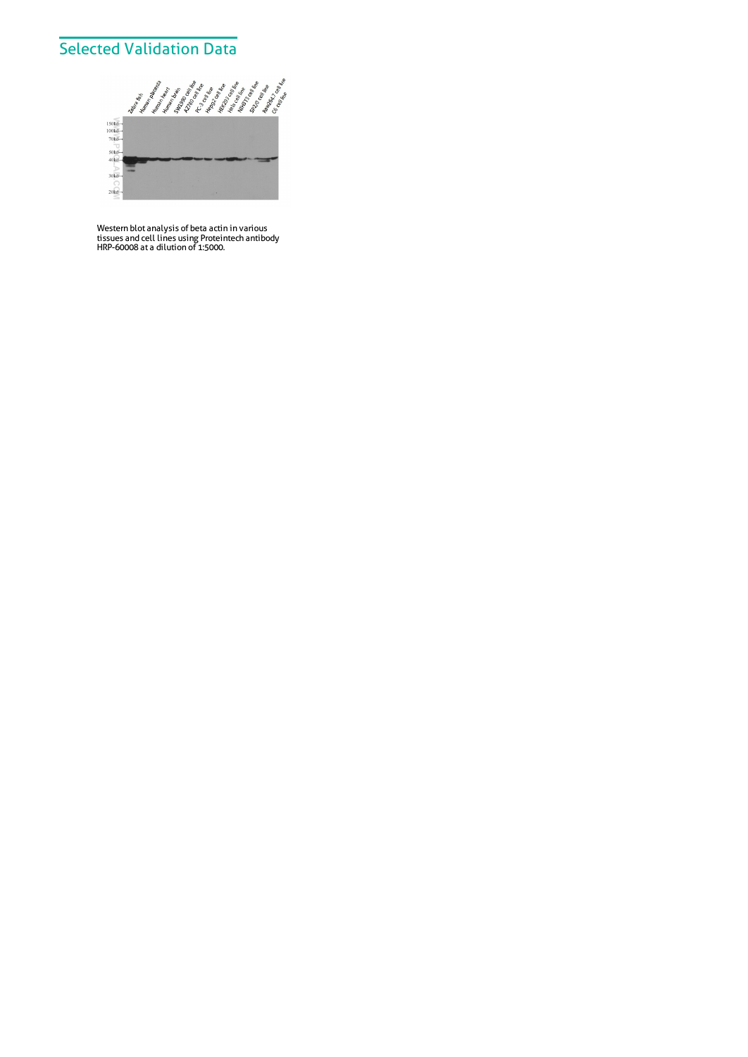## Selected Validation Data

Zebra fish
Human placenta
Human heart
Human brain
SW1990 cell line
A2780 cell line
PC-3 cell line
HepG2 cell line
HEK293 cell line
Hela cell line
NIH3T3 cell line
SP2/0 cell line
Raw264.7 cell line
C6 cell line

150kd
100kd
70kd
50kd
40kd
30kd
20kd

Western blot analysis of beta actin in various tissues and cell lines using Proteintech antibody HRP-60008 at a dilution of 1:5000.